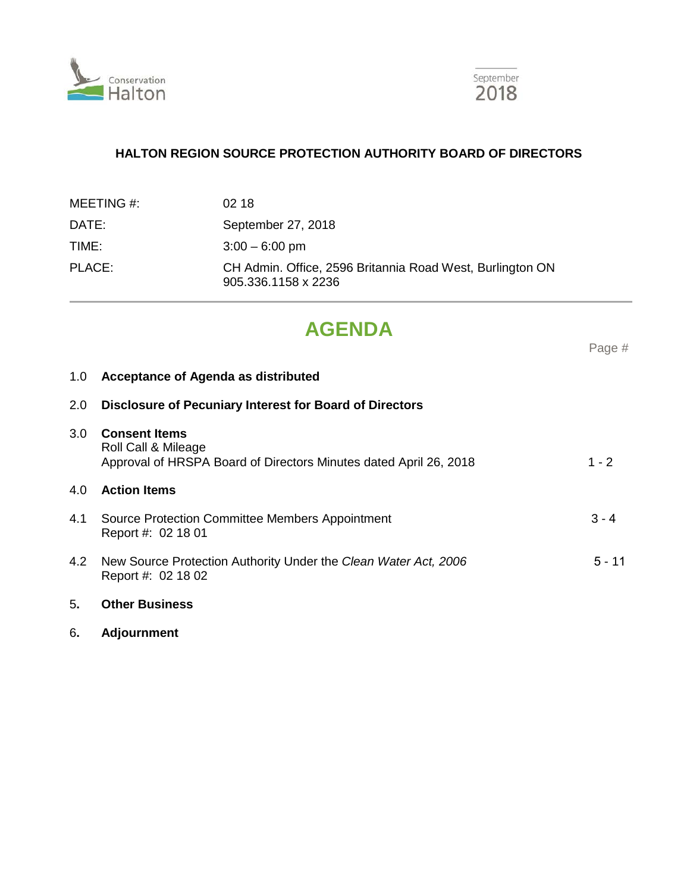Conservation Halton

September 2018

**HALTON REGION SOURCE PROTECTION AUTHORITY BOARD OF DIRECTORS**

| | |
|---|---|
| MEETING #: | 02 18 |
| DATE: | September 27, 2018 |
| TIME: | 3:00 – 6:00 pm |
| PLACE: | CH Admin. Office, 2596 Britannia Road West, Burlington ON<br>905.336.1158 x 2236 |

# AGENDA

| | | Page # |
|---|---|---|
| 1.0 | **Acceptance of Agenda as distributed** | |
| 2.0 | **Disclosure of Pecuniary Interest for Board of Directors** | |
| 3.0 | **Consent Items**<br>Roll Call & Mileage<br>Approval of HRSPA Board of Directors Minutes dated April 26, 2018 | 1 - 2 |
| 4.0 | **Action Items** | |
| 4.1 | Source Protection Committee Members Appointment<br>Report #: 02 18 01 | 3 - 4 |
| 4.2 | New Source Protection Authority Under the *Clean Water Act, 2006*<br>Report #: 02 18 02 | 5 - 11 |
| 5. | **Other Business** | |
| 6. | **Adjournment** | |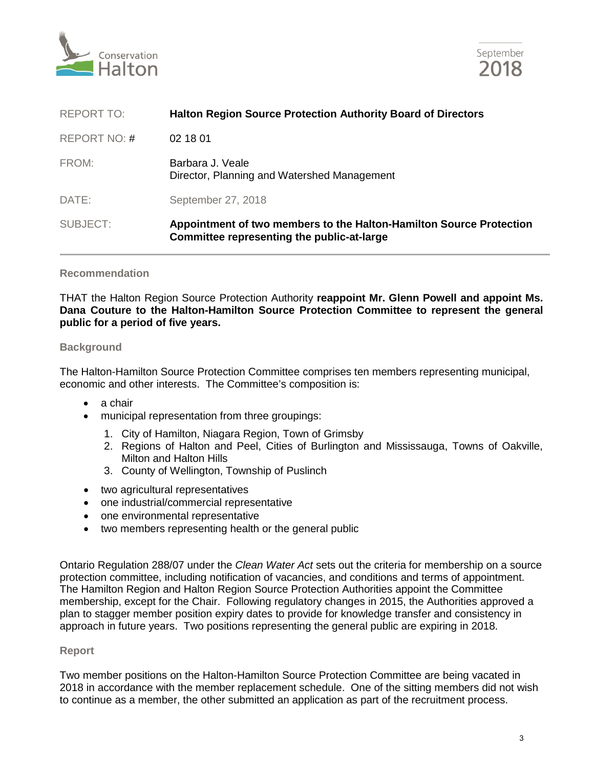Conservation Halton

September 2018

| | |
|---|---|
| REPORT TO: | **Halton Region Source Protection Authority Board of Directors** |
| REPORT NO: # | 02 18 01 |
| FROM: | Barbara J. Veale<br>Director, Planning and Watershed Management |
| DATE: | September 27, 2018 |
| SUBJECT: | **Appointment of two members to the Halton-Hamilton Source Protection Committee representing the public-at-large** |

## Recommendation

THAT the Halton Region Source Protection Authority **reappoint Mr. Glenn Powell and appoint Ms. Dana Couture to the Halton-Hamilton Source Protection Committee to represent the general public for a period of five years.**

## Background

The Halton-Hamilton Source Protection Committee comprises ten members representing municipal, economic and other interests. The Committee's composition is:

- a chair
- municipal representation from three groupings:
  1. City of Hamilton, Niagara Region, Town of Grimsby
  2. Regions of Halton and Peel, Cities of Burlington and Mississauga, Towns of Oakville, Milton and Halton Hills
  3. County of Wellington, Township of Puslinch
- two agricultural representatives
- one industrial/commercial representative
- one environmental representative
- two members representing health or the general public

Ontario Regulation 288/07 under the *Clean Water Act* sets out the criteria for membership on a source protection committee, including notification of vacancies, and conditions and terms of appointment. The Hamilton Region and Halton Region Source Protection Authorities appoint the Committee membership, except for the Chair. Following regulatory changes in 2015, the Authorities approved a plan to stagger member position expiry dates to provide for knowledge transfer and consistency in approach in future years. Two positions representing the general public are expiring in 2018.

## Report

Two member positions on the Halton-Hamilton Source Protection Committee are being vacated in 2018 in accordance with the member replacement schedule. One of the sitting members did not wish to continue as a member, the other submitted an application as part of the recruitment process.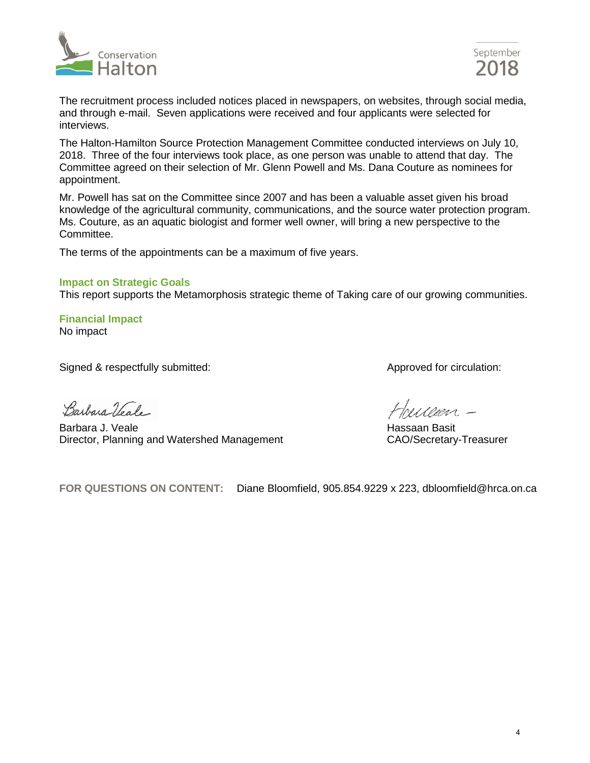The recruitment process included notices placed in newspapers, on websites, through social media, and through e-mail. Seven applications were received and four applicants were selected for interviews.

The Halton-Hamilton Source Protection Management Committee conducted interviews on July 10, 2018. Three of the four interviews took place, as one person was unable to attend that day. The Committee agreed on their selection of Mr. Glenn Powell and Ms. Dana Couture as nominees for appointment.

Mr. Powell has sat on the Committee since 2007 and has been a valuable asset given his broad knowledge of the agricultural community, communications, and the source water protection program. Ms. Couture, as an aquatic biologist and former well owner, will bring a new perspective to the Committee.

The terms of the appointments can be a maximum of five years.

### Impact on Strategic Goals

This report supports the Metamorphosis strategic theme of Taking care of our growing communities.

### Financial Impact

No impact

Signed & respectfully submitted:

Barbara J. Veale
Director, Planning and Watershed Management

Approved for circulation:

Hassaan Basit
CAO/Secretary-Treasurer

**FOR QUESTIONS ON CONTENT:** Diane Bloomfield, 905.854.9229 x 223, dbloomfield@hrca.on.ca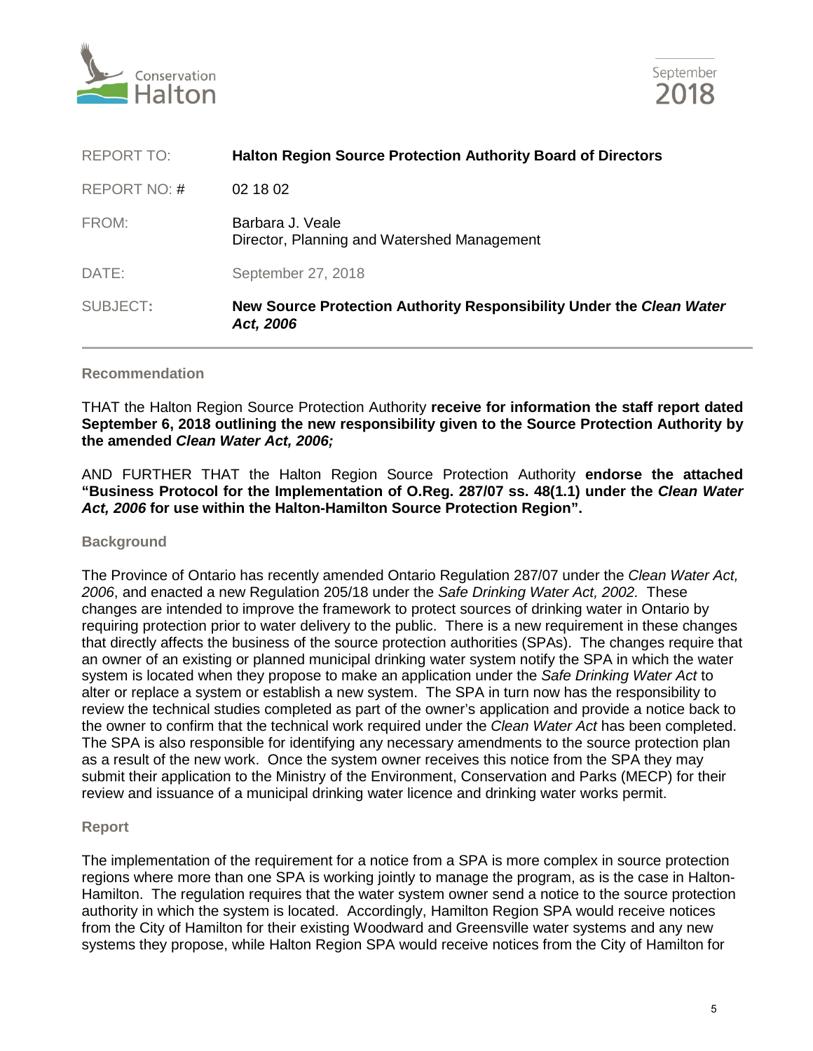Conservation Halton

September 2018

| | |
|---|---|
| REPORT TO: | **Halton Region Source Protection Authority Board of Directors** |
| REPORT NO: # | 02 18 02 |
| FROM: | Barbara J. Veale<br>Director, Planning and Watershed Management |
| DATE: | September 27, 2018 |
| SUBJECT: | **New Source Protection Authority Responsibility Under the *Clean Water Act, 2006*** |

## Recommendation

THAT the Halton Region Source Protection Authority **receive for information the staff report dated September 6, 2018 outlining the new responsibility given to the Source Protection Authority by the amended *Clean Water Act, 2006;***

AND FURTHER THAT the Halton Region Source Protection Authority **endorse the attached "Business Protocol for the Implementation of O.Reg. 287/07 ss. 48(1.1) under the *Clean Water Act, 2006* for use within the Halton-Hamilton Source Protection Region".**

## Background

The Province of Ontario has recently amended Ontario Regulation 287/07 under the *Clean Water Act, 2006*, and enacted a new Regulation 205/18 under the *Safe Drinking Water Act, 2002.* These changes are intended to improve the framework to protect sources of drinking water in Ontario by requiring protection prior to water delivery to the public. There is a new requirement in these changes that directly affects the business of the source protection authorities (SPAs). The changes require that an owner of an existing or planned municipal drinking water system notify the SPA in which the water system is located when they propose to make an application under the *Safe Drinking Water Act* to alter or replace a system or establish a new system. The SPA in turn now has the responsibility to review the technical studies completed as part of the owner's application and provide a notice back to the owner to confirm that the technical work required under the *Clean Water Act* has been completed. The SPA is also responsible for identifying any necessary amendments to the source protection plan as a result of the new work. Once the system owner receives this notice from the SPA they may submit their application to the Ministry of the Environment, Conservation and Parks (MECP) for their review and issuance of a municipal drinking water licence and drinking water works permit.

## Report

The implementation of the requirement for a notice from a SPA is more complex in source protection regions where more than one SPA is working jointly to manage the program, as is the case in Halton-Hamilton. The regulation requires that the water system owner send a notice to the source protection authority in which the system is located. Accordingly, Hamilton Region SPA would receive notices from the City of Hamilton for their existing Woodward and Greensville water systems and any new systems they propose, while Halton Region SPA would receive notices from the City of Hamilton for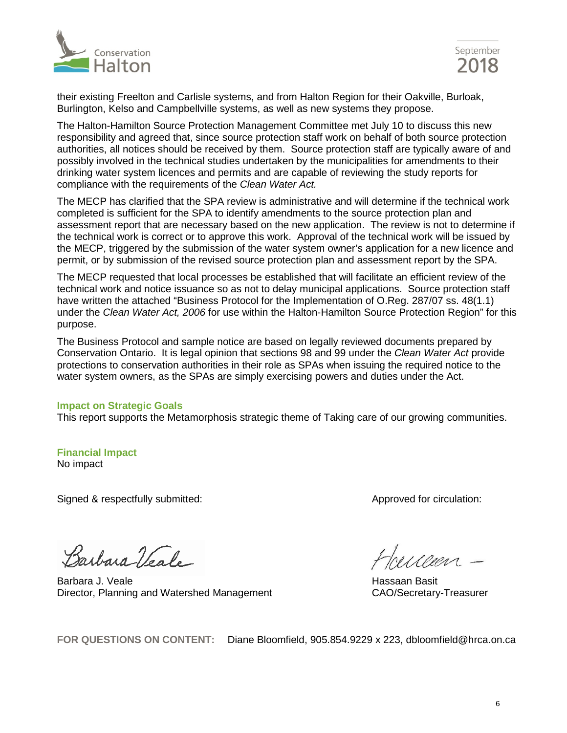their existing Freelton and Carlisle systems, and from Halton Region for their Oakville, Burloak, Burlington, Kelso and Campbellville systems, as well as new systems they propose.

The Halton-Hamilton Source Protection Management Committee met July 10 to discuss this new responsibility and agreed that, since source protection staff work on behalf of both source protection authorities, all notices should be received by them. Source protection staff are typically aware of and possibly involved in the technical studies undertaken by the municipalities for amendments to their drinking water system licences and permits and are capable of reviewing the study reports for compliance with the requirements of the *Clean Water Act.*

The MECP has clarified that the SPA review is administrative and will determine if the technical work completed is sufficient for the SPA to identify amendments to the source protection plan and assessment report that are necessary based on the new application. The review is not to determine if the technical work is correct or to approve this work. Approval of the technical work will be issued by the MECP, triggered by the submission of the water system owner's application for a new licence and permit, or by submission of the revised source protection plan and assessment report by the SPA.

The MECP requested that local processes be established that will facilitate an efficient review of the technical work and notice issuance so as not to delay municipal applications. Source protection staff have written the attached "Business Protocol for the Implementation of O.Reg. 287/07 ss. 48(1.1) under the *Clean Water Act, 2006* for use within the Halton-Hamilton Source Protection Region" for this purpose.

The Business Protocol and sample notice are based on legally reviewed documents prepared by Conservation Ontario. It is legal opinion that sections 98 and 99 under the *Clean Water Act* provide protections to conservation authorities in their role as SPAs when issuing the required notice to the water system owners, as the SPAs are simply exercising powers and duties under the Act.

**Impact on Strategic Goals**

This report supports the Metamorphosis strategic theme of Taking care of our growing communities.

**Financial Impact**

No impact

Signed & respectfully submitted:

Barbara J. Veale
Director, Planning and Watershed Management

Approved for circulation:

Hassaan Basit
CAO/Secretary-Treasurer

**FOR QUESTIONS ON CONTENT:** Diane Bloomfield, 905.854.9229 x 223, dbloomfield@hrca.on.ca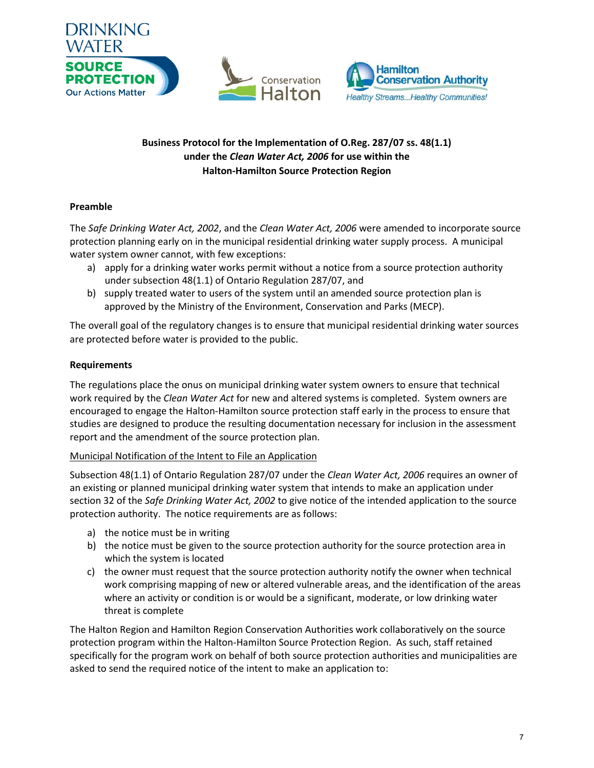**Business Protocol for the Implementation of O.Reg. 287/07 ss. 48(1.1) under the *Clean Water Act, 2006* for use within the Halton-Hamilton Source Protection Region**

## Preamble

The *Safe Drinking Water Act, 2002*, and the *Clean Water Act, 2006* were amended to incorporate source protection planning early on in the municipal residential drinking water supply process. A municipal water system owner cannot, with few exceptions:

a) apply for a drinking water works permit without a notice from a source protection authority under subsection 48(1.1) of Ontario Regulation 287/07, and
b) supply treated water to users of the system until an amended source protection plan is approved by the Ministry of the Environment, Conservation and Parks (MECP).

The overall goal of the regulatory changes is to ensure that municipal residential drinking water sources are protected before water is provided to the public.

## Requirements

The regulations place the onus on municipal drinking water system owners to ensure that technical work required by the *Clean Water Act* for new and altered systems is completed. System owners are encouraged to engage the Halton-Hamilton source protection staff early in the process to ensure that studies are designed to produce the resulting documentation necessary for inclusion in the assessment report and the amendment of the source protection plan.

### Municipal Notification of the Intent to File an Application

Subsection 48(1.1) of Ontario Regulation 287/07 under the *Clean Water Act, 2006* requires an owner of an existing or planned municipal drinking water system that intends to make an application under section 32 of the *Safe Drinking Water Act, 2002* to give notice of the intended application to the source protection authority. The notice requirements are as follows:

a) the notice must be in writing
b) the notice must be given to the source protection authority for the source protection area in which the system is located
c) the owner must request that the source protection authority notify the owner when technical work comprising mapping of new or altered vulnerable areas, and the identification of the areas where an activity or condition is or would be a significant, moderate, or low drinking water threat is complete

The Halton Region and Hamilton Region Conservation Authorities work collaboratively on the source protection program within the Halton-Hamilton Source Protection Region. As such, staff retained specifically for the program work on behalf of both source protection authorities and municipalities are asked to send the required notice of the intent to make an application to: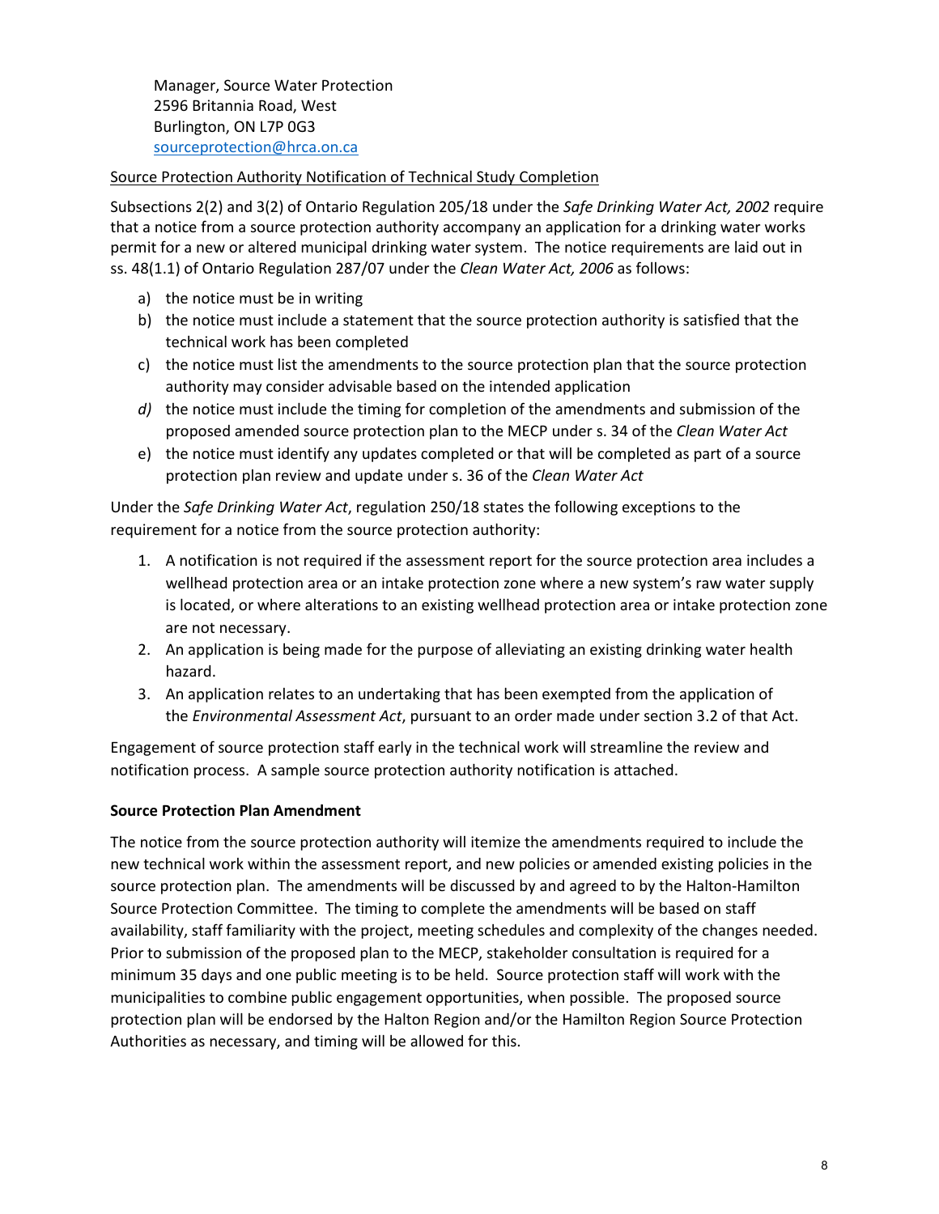Manager, Source Water Protection
2596 Britannia Road, West
Burlington, ON L7P 0G3
sourceprotection@hrca.on.ca

Source Protection Authority Notification of Technical Study Completion

Subsections 2(2) and 3(2) of Ontario Regulation 205/18 under the *Safe Drinking Water Act, 2002* require that a notice from a source protection authority accompany an application for a drinking water works permit for a new or altered municipal drinking water system. The notice requirements are laid out in ss. 48(1.1) of Ontario Regulation 287/07 under the *Clean Water Act, 2006* as follows:

a) the notice must be in writing
b) the notice must include a statement that the source protection authority is satisfied that the technical work has been completed
c) the notice must list the amendments to the source protection plan that the source protection authority may consider advisable based on the intended application
*d)* the notice must include the timing for completion of the amendments and submission of the proposed amended source protection plan to the MECP under s. 34 of the *Clean Water Act*
e) the notice must identify any updates completed or that will be completed as part of a source protection plan review and update under s. 36 of the *Clean Water Act*

Under the *Safe Drinking Water Act*, regulation 250/18 states the following exceptions to the requirement for a notice from the source protection authority:

1. A notification is not required if the assessment report for the source protection area includes a wellhead protection area or an intake protection zone where a new system's raw water supply is located, or where alterations to an existing wellhead protection area or intake protection zone are not necessary.
2. An application is being made for the purpose of alleviating an existing drinking water health hazard.
3. An application relates to an undertaking that has been exempted from the application of the *Environmental Assessment Act*, pursuant to an order made under section 3.2 of that Act.

Engagement of source protection staff early in the technical work will streamline the review and notification process. A sample source protection authority notification is attached.

**Source Protection Plan Amendment**

The notice from the source protection authority will itemize the amendments required to include the new technical work within the assessment report, and new policies or amended existing policies in the source protection plan. The amendments will be discussed by and agreed to by the Halton-Hamilton Source Protection Committee. The timing to complete the amendments will be based on staff availability, staff familiarity with the project, meeting schedules and complexity of the changes needed. Prior to submission of the proposed plan to the MECP, stakeholder consultation is required for a minimum 35 days and one public meeting is to be held. Source protection staff will work with the municipalities to combine public engagement opportunities, when possible. The proposed source protection plan will be endorsed by the Halton Region and/or the Hamilton Region Source Protection Authorities as necessary, and timing will be allowed for this.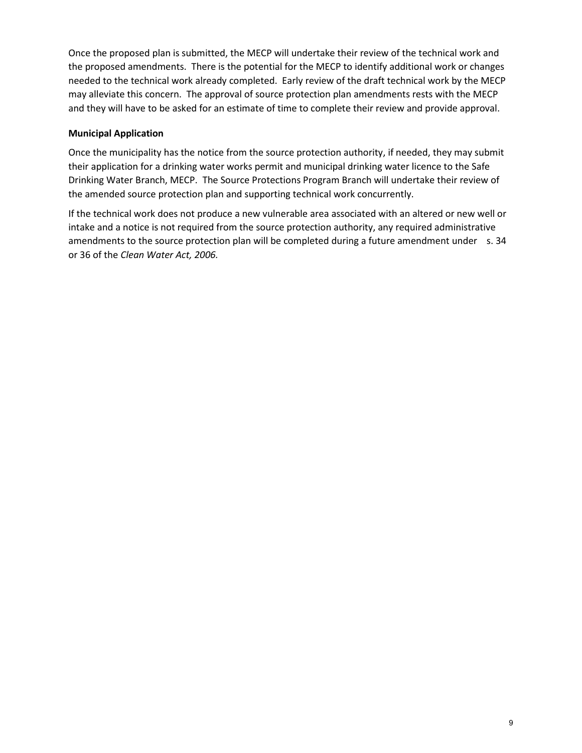Once the proposed plan is submitted, the MECP will undertake their review of the technical work and the proposed amendments. There is the potential for the MECP to identify additional work or changes needed to the technical work already completed. Early review of the draft technical work by the MECP may alleviate this concern. The approval of source protection plan amendments rests with the MECP and they will have to be asked for an estimate of time to complete their review and provide approval.

**Municipal Application**

Once the municipality has the notice from the source protection authority, if needed, they may submit their application for a drinking water works permit and municipal drinking water licence to the Safe Drinking Water Branch, MECP. The Source Protections Program Branch will undertake their review of the amended source protection plan and supporting technical work concurrently.

If the technical work does not produce a new vulnerable area associated with an altered or new well or intake and a notice is not required from the source protection authority, any required administrative amendments to the source protection plan will be completed during a future amendment under s. 34 or 36 of the *Clean Water Act, 2006.*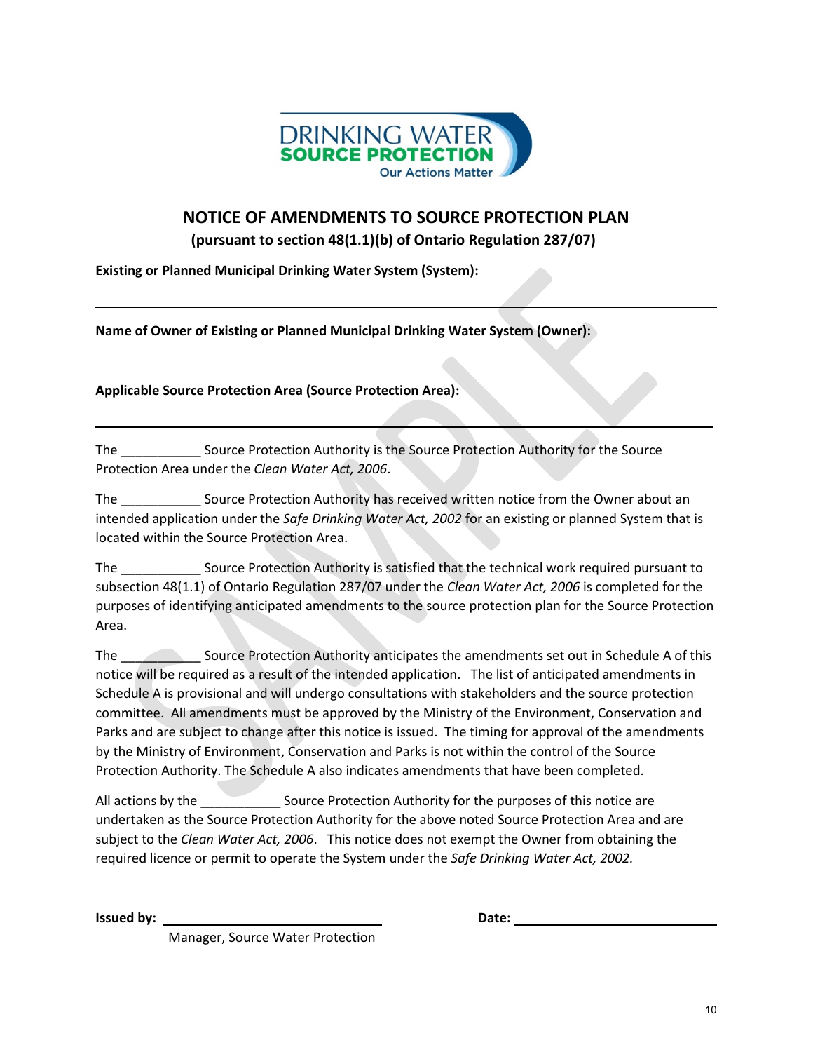# NOTICE OF AMENDMENTS TO SOURCE PROTECTION PLAN

**(pursuant to section 48(1.1)(b) of Ontario Regulation 287/07)**

**Existing or Planned Municipal Drinking Water System (System):**

___________________________________________________________________________

**Name of Owner of Existing or Planned Municipal Drinking Water System (Owner):**

___________________________________________________________________________

**Applicable Source Protection Area (Source Protection Area):**

___________________________________________________________________________

The ___________ Source Protection Authority is the Source Protection Authority for the Source Protection Area under the *Clean Water Act, 2006*.

The ___________ Source Protection Authority has received written notice from the Owner about an intended application under the *Safe Drinking Water Act, 2002* for an existing or planned System that is located within the Source Protection Area.

The ___________ Source Protection Authority is satisfied that the technical work required pursuant to subsection 48(1.1) of Ontario Regulation 287/07 under the *Clean Water Act, 2006* is completed for the purposes of identifying anticipated amendments to the source protection plan for the Source Protection Area.

The ___________ Source Protection Authority anticipates the amendments set out in Schedule A of this notice will be required as a result of the intended application. The list of anticipated amendments in Schedule A is provisional and will undergo consultations with stakeholders and the source protection committee. All amendments must be approved by the Ministry of the Environment, Conservation and Parks and are subject to change after this notice is issued. The timing for approval of the amendments by the Ministry of Environment, Conservation and Parks is not within the control of the Source Protection Authority. The Schedule A also indicates amendments that have been completed.

All actions by the ___________ Source Protection Authority for the purposes of this notice are undertaken as the Source Protection Authority for the above noted Source Protection Area and are subject to the *Clean Water Act, 2006*. This notice does not exempt the Owner from obtaining the required licence or permit to operate the System under the *Safe Drinking Water Act, 2002.*

**Issued by:** ______________________________ **Date:** ______________________________

Manager, Source Water Protection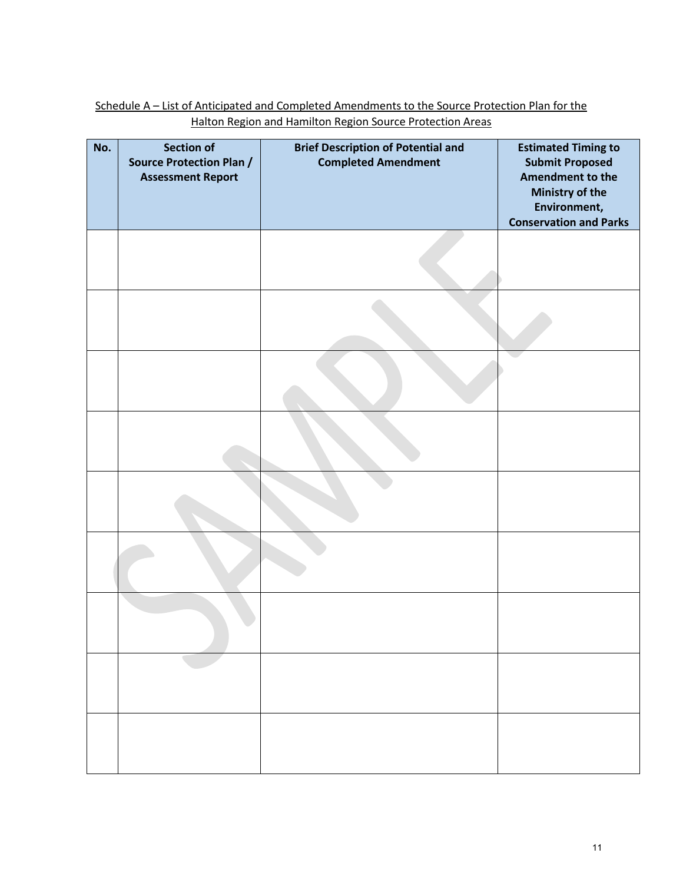Schedule A – List of Anticipated and Completed Amendments to the Source Protection Plan for the Halton Region and Hamilton Region Source Protection Areas

| No. | Section of Source Protection Plan / Assessment Report | Brief Description of Potential and Completed Amendment | Estimated Timing to Submit Proposed Amendment to the Ministry of the Environment, Conservation and Parks |
|---|---|---|---|
| | | | |
| | | | |
| | | | |
| | | | |
| | | | |
| | | | |
| | | | |
| | | | |
| | | | |